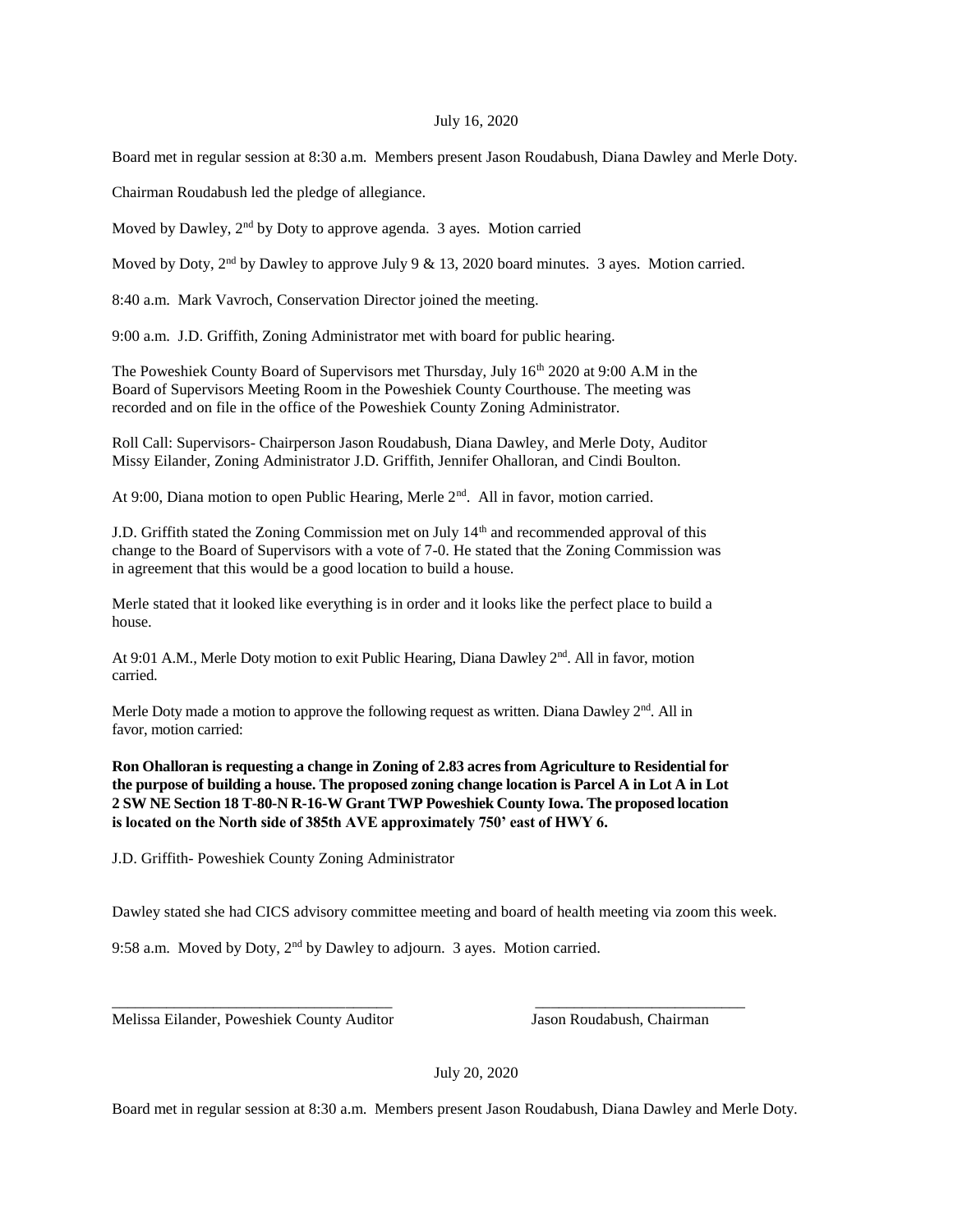July 16, 2020

Board met in regular session at 8:30 a.m. Members present Jason Roudabush, Diana Dawley and Merle Doty.

Chairman Roudabush led the pledge of allegiance.

Moved by Dawley, 2nd by Doty to approve agenda. 3 ayes. Motion carried

Moved by Doty, 2nd by Dawley to approve July 9 & 13, 2020 board minutes. 3 ayes. Motion carried.

8:40 a.m. Mark Vavroch, Conservation Director joined the meeting.

9:00 a.m. J.D. Griffith, Zoning Administrator met with board for public hearing.

The Poweshiek County Board of Supervisors met Thursday, July 16th 2020 at 9:00 A.M in the Board of Supervisors Meeting Room in the Poweshiek County Courthouse. The meeting was recorded and on file in the office of the Poweshiek County Zoning Administrator.

Roll Call: Supervisors- Chairperson Jason Roudabush, Diana Dawley, and Merle Doty, Auditor Missy Eilander, Zoning Administrator J.D. Griffith, Jennifer Ohalloran, and Cindi Boulton.

At 9:00, Diana motion to open Public Hearing, Merle 2nd. All in favor, motion carried.

J.D. Griffith stated the Zoning Commission met on July 14th and recommended approval of this change to the Board of Supervisors with a vote of 7-0. He stated that the Zoning Commission was in agreement that this would be a good location to build a house.

Merle stated that it looked like everything is in order and it looks like the perfect place to build a house.

At 9:01 A.M., Merle Doty motion to exit Public Hearing, Diana Dawley 2nd. All in favor, motion carried.

Merle Doty made a motion to approve the following request as written. Diana Dawley 2nd. All in favor, motion carried:

**Ron Ohalloran is requesting a change in Zoning of 2.83 acres from Agriculture to Residential for the purpose of building a house. The proposed zoning change location is Parcel A in Lot A in Lot 2 SW NE Section 18 T-80-N R-16-W Grant TWP Poweshiek County Iowa. The proposed location is located on the North side of 385th AVE approximately 750' east of HWY 6.**

J.D. Griffith- Poweshiek County Zoning Administrator

Dawley stated she had CICS advisory committee meeting and board of health meeting via zoom this week.

9:58 a.m. Moved by Doty, 2nd by Dawley to adjourn. 3 ayes. Motion carried.

_____________________________________ _____________________________

Melissa Eilander, Poweshiek County Auditor Jason Roudabush, Chairman

July 20, 2020

Board met in regular session at 8:30 a.m. Members present Jason Roudabush, Diana Dawley and Merle Doty.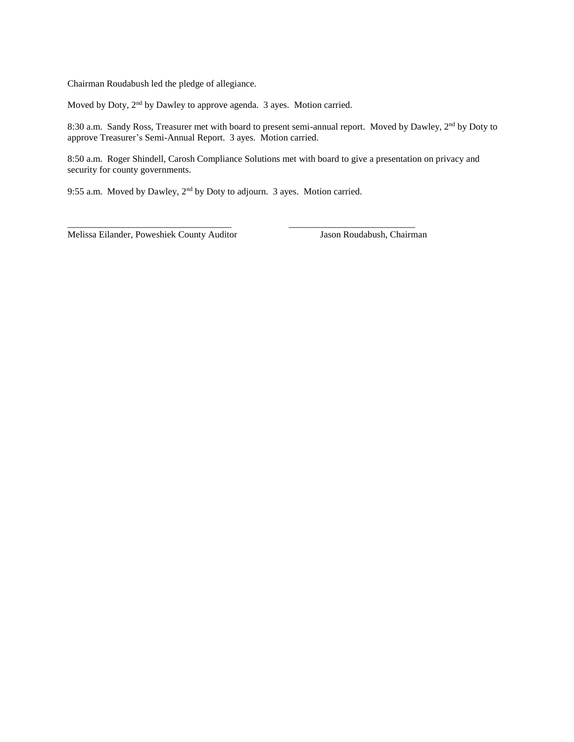Chairman Roudabush led the pledge of allegiance.

Moved by Doty, 2nd by Dawley to approve agenda. 3 ayes. Motion carried.

8:30 a.m. Sandy Ross, Treasurer met with board to present semi-annual report. Moved by Dawley, 2nd by Doty to approve Treasurer's Semi-Annual Report. 3 ayes. Motion carried.

8:50 a.m. Roger Shindell, Carosh Compliance Solutions met with board to give a presentation on privacy and security for county governments.

9:55 a.m. Moved by Dawley, 2nd by Doty to adjourn. 3 ayes. Motion carried.

\_\_\_\_\_\_\_\_\_\_\_\_\_\_\_\_\_\_\_\_\_\_\_\_\_\_\_\_\_\_\_\_\_\_\_ \_\_\_\_\_\_\_\_\_\_\_\_\_\_\_\_\_\_\_\_\_\_\_\_\_\_\_

Melissa Eilander, Poweshiek County Auditor Jason Roudabush, Chairman